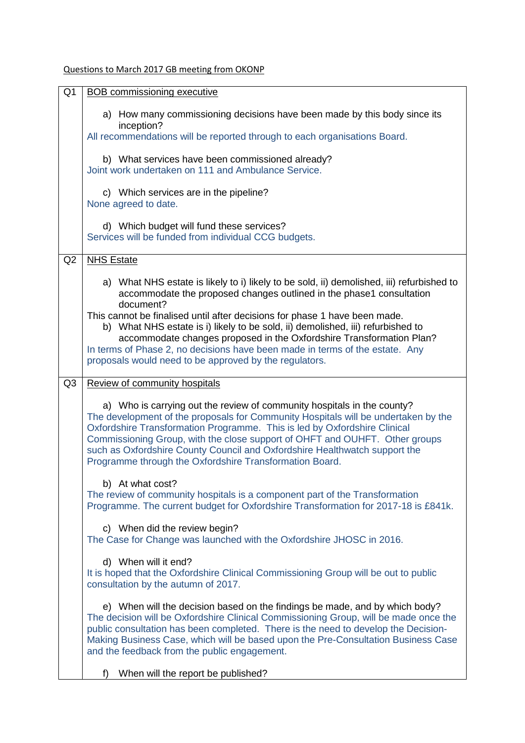Questions to March 2017 GB meeting from OKONP

| | |
|---|---|
| Q1 | BOB commissioning executive<br><br>a) How many commissioning decisions have been made by this body since its inception?<br>All recommendations will be reported through to each organisations Board.<br><br>b) What services have been commissioned already?<br>Joint work undertaken on 111 and Ambulance Service.<br><br>c) Which services are in the pipeline?<br>None agreed to date.<br><br>d) Which budget will fund these services?<br>Services will be funded from individual CCG budgets. |
| Q2 | NHS Estate<br><br>a) What NHS estate is likely to i) likely to be sold, ii) demolished, iii) refurbished to accommodate the proposed changes outlined in the phase1 consultation document?<br>This cannot be finalised until after decisions for phase 1 have been made.<br>b) What NHS estate is i) likely to be sold, ii) demolished, iii) refurbished to accommodate changes proposed in the Oxfordshire Transformation Plan?<br>In terms of Phase 2, no decisions have been made in terms of the estate. Any proposals would need to be approved by the regulators. |
| Q3 | Review of community hospitals<br><br>a) Who is carrying out the review of community hospitals in the county?<br>The development of the proposals for Community Hospitals will be undertaken by the Oxfordshire Transformation Programme. This is led by Oxfordshire Clinical Commissioning Group, with the close support of OHFT and OUHFT. Other groups such as Oxfordshire County Council and Oxfordshire Healthwatch support the Programme through the Oxfordshire Transformation Board.<br><br>b) At what cost?<br>The review of community hospitals is a component part of the Transformation Programme. The current budget for Oxfordshire Transformation for 2017-18 is £841k.<br><br>c) When did the review begin?<br>The Case for Change was launched with the Oxfordshire JHOSC in 2016.<br><br>d) When will it end?<br>It is hoped that the Oxfordshire Clinical Commissioning Group will be out to public consultation by the autumn of 2017.<br><br>e) When will the decision based on the findings be made, and by which body?<br>The decision will be Oxfordshire Clinical Commissioning Group, will be made once the public consultation has been completed. There is the need to develop the Decision-Making Business Case, which will be based upon the Pre-Consultation Business Case and the feedback from the public engagement.<br><br>f) When will the report be published? |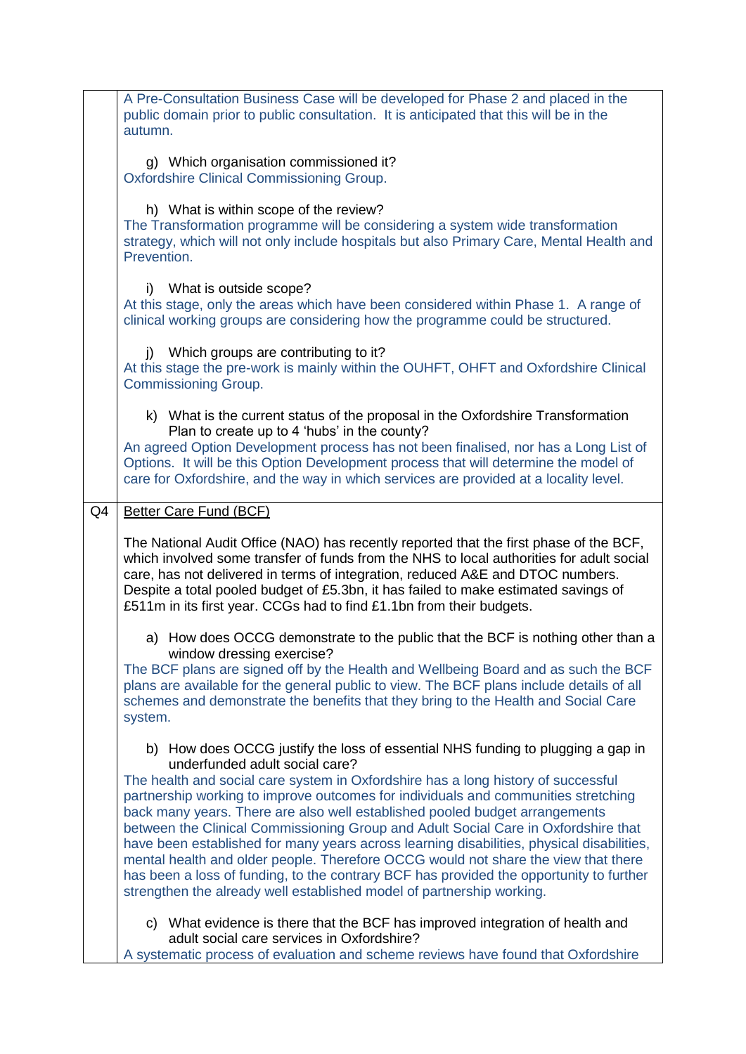| | |
|---|---|
| | A Pre-Consultation Business Case will be developed for Phase 2 and placed in the public domain prior to public consultation. It is anticipated that this will be in the autumn.<br><br>g) Which organisation commissioned it?<br>Oxfordshire Clinical Commissioning Group.<br><br>h) What is within scope of the review?<br>The Transformation programme will be considering a system wide transformation strategy, which will not only include hospitals but also Primary Care, Mental Health and Prevention.<br><br>i) What is outside scope?<br>At this stage, only the areas which have been considered within Phase 1. A range of clinical working groups are considering how the programme could be structured.<br><br>j) Which groups are contributing to it?<br>At this stage the pre-work is mainly within the OUHFT, OHFT and Oxfordshire Clinical Commissioning Group.<br><br>k) What is the current status of the proposal in the Oxfordshire Transformation Plan to create up to 4 'hubs' in the county?<br>An agreed Option Development process has not been finalised, nor has a Long List of Options. It will be this Option Development process that will determine the model of care for Oxfordshire, and the way in which services are provided at a locality level. |
| Q4 | <u>Better Care Fund (BCF)</u><br><br>The National Audit Office (NAO) has recently reported that the first phase of the BCF, which involved some transfer of funds from the NHS to local authorities for adult social care, has not delivered in terms of integration, reduced A&E and DTOC numbers. Despite a total pooled budget of £5.3bn, it has failed to make estimated savings of £511m in its first year. CCGs had to find £1.1bn from their budgets.<br><br>a) How does OCCG demonstrate to the public that the BCF is nothing other than a window dressing exercise?<br>The BCF plans are signed off by the Health and Wellbeing Board and as such the BCF plans are available for the general public to view. The BCF plans include details of all schemes and demonstrate the benefits that they bring to the Health and Social Care system.<br><br>b) How does OCCG justify the loss of essential NHS funding to plugging a gap in underfunded adult social care?<br>The health and social care system in Oxfordshire has a long history of successful partnership working to improve outcomes for individuals and communities stretching back many years. There are also well established pooled budget arrangements between the Clinical Commissioning Group and Adult Social Care in Oxfordshire that have been established for many years across learning disabilities, physical disabilities, mental health and older people. Therefore OCCG would not share the view that there has been a loss of funding, to the contrary BCF has provided the opportunity to further strengthen the already well established model of partnership working.<br><br>c) What evidence is there that the BCF has improved integration of health and adult social care services in Oxfordshire?<br>A systematic process of evaluation and scheme reviews have found that Oxfordshire |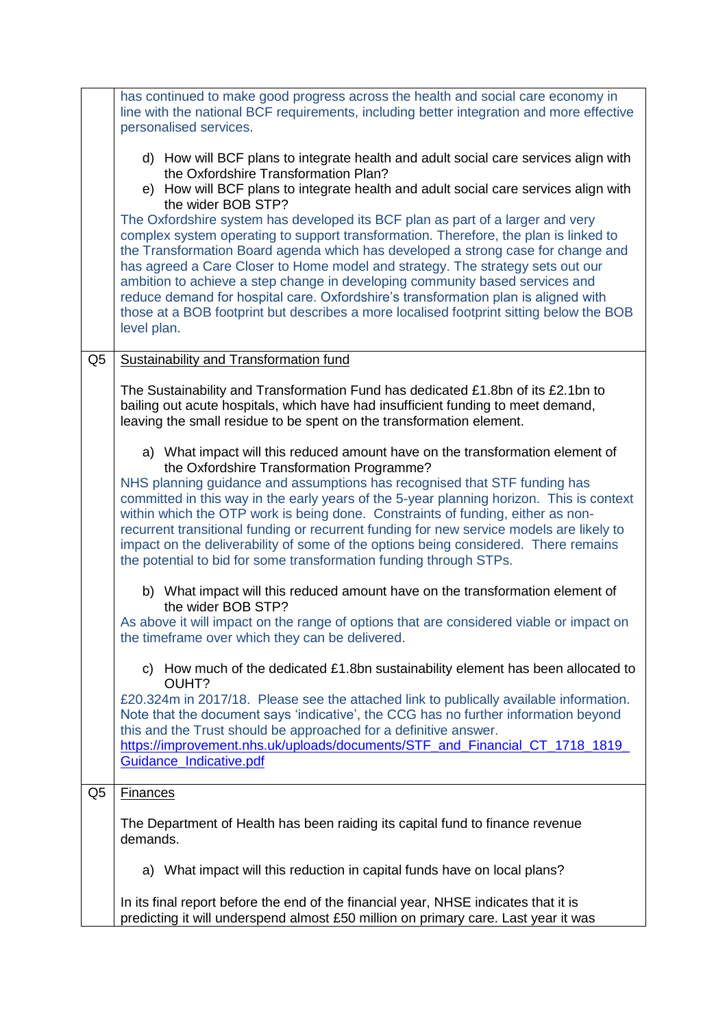| | |
|---|---|
| | has continued to make good progress across the health and social care economy in line with the national BCF requirements, including better integration and more effective personalised services.<br><br>d) How will BCF plans to integrate health and adult social care services align with the Oxfordshire Transformation Plan?<br>e) How will BCF plans to integrate health and adult social care services align with the wider BOB STP?<br>The Oxfordshire system has developed its BCF plan as part of a larger and very complex system operating to support transformation. Therefore, the plan is linked to the Transformation Board agenda which has developed a strong case for change and has agreed a Care Closer to Home model and strategy. The strategy sets out our ambition to achieve a step change in developing community based services and reduce demand for hospital care. Oxfordshire's transformation plan is aligned with those at a BOB footprint but describes a more localised footprint sitting below the BOB level plan. |
| Q5 | <u>Sustainability and Transformation fund</u><br><br>The Sustainability and Transformation Fund has dedicated £1.8bn of its £2.1bn to bailing out acute hospitals, which have had insufficient funding to meet demand, leaving the small residue to be spent on the transformation element.<br><br>a) What impact will this reduced amount have on the transformation element of the Oxfordshire Transformation Programme?<br>NHS planning guidance and assumptions has recognised that STF funding has committed in this way in the early years of the 5-year planning horizon. This is context within which the OTP work is being done. Constraints of funding, either as non-recurrent transitional funding or recurrent funding for new service models are likely to impact on the deliverability of some of the options being considered. There remains the potential to bid for some transformation funding through STPs.<br><br>b) What impact will this reduced amount have on the transformation element of the wider BOB STP?<br>As above it will impact on the range of options that are considered viable or impact on the timeframe over which they can be delivered.<br><br>c) How much of the dedicated £1.8bn sustainability element has been allocated to OUHT?<br>£20.324m in 2017/18. Please see the attached link to publically available information. Note that the document says 'indicative', the CCG has no further information beyond this and the Trust should be approached for a definitive answer.<br>https://improvement.nhs.uk/uploads/documents/STF_and_Financial_CT_1718_1819_Guidance_Indicative.pdf |
| Q5 | <u>Finances</u><br><br>The Department of Health has been raiding its capital fund to finance revenue demands.<br><br>a) What impact will this reduction in capital funds have on local plans?<br><br>In its final report before the end of the financial year, NHSE indicates that it is predicting it will underspend almost £50 million on primary care. Last year it was |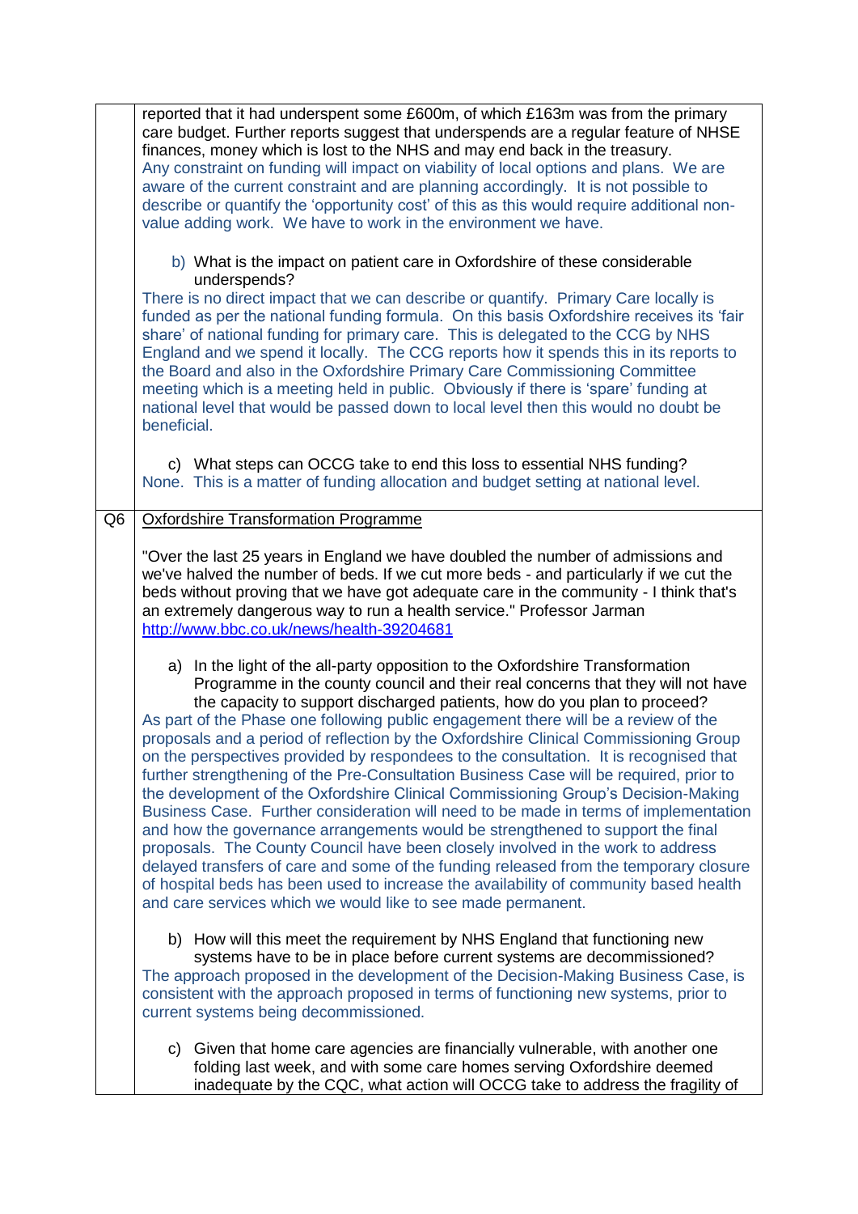| | |
|---|---|
| | reported that it had underspent some £600m, of which £163m was from the primary care budget. Further reports suggest that underspends are a regular feature of NHSE finances, money which is lost to the NHS and may end back in the treasury.<br>Any constraint on funding will impact on viability of local options and plans. We are aware of the current constraint and are planning accordingly. It is not possible to describe or quantify the 'opportunity cost' of this as this would require additional non-value adding work. We have to work in the environment we have.<br><br>b) What is the impact on patient care in Oxfordshire of these considerable underspends?<br>There is no direct impact that we can describe or quantify. Primary Care locally is funded as per the national funding formula. On this basis Oxfordshire receives its 'fair share' of national funding for primary care. This is delegated to the CCG by NHS England and we spend it locally. The CCG reports how it spends this in its reports to the Board and also in the Oxfordshire Primary Care Commissioning Committee meeting which is a meeting held in public. Obviously if there is 'spare' funding at national level that would be passed down to local level then this would no doubt be beneficial.<br><br>c) What steps can OCCG take to end this loss to essential NHS funding?<br>None. This is a matter of funding allocation and budget setting at national level. |
| Q6 | Oxfordshire Transformation Programme<br><br>"Over the last 25 years in England we have doubled the number of admissions and we've halved the number of beds. If we cut more beds - and particularly if we cut the beds without proving that we have got adequate care in the community - I think that's an extremely dangerous way to run a health service." Professor Jarman<br>http://www.bbc.co.uk/news/health-39204681<br><br>a) In the light of the all-party opposition to the Oxfordshire Transformation Programme in the county council and their real concerns that they will not have the capacity to support discharged patients, how do you plan to proceed?<br>As part of the Phase one following public engagement there will be a review of the proposals and a period of reflection by the Oxfordshire Clinical Commissioning Group on the perspectives provided by respondees to the consultation. It is recognised that further strengthening of the Pre-Consultation Business Case will be required, prior to the development of the Oxfordshire Clinical Commissioning Group's Decision-Making Business Case. Further consideration will need to be made in terms of implementation and how the governance arrangements would be strengthened to support the final proposals. The County Council have been closely involved in the work to address delayed transfers of care and some of the funding released from the temporary closure of hospital beds has been used to increase the availability of community based health and care services which we would like to see made permanent.<br><br>b) How will this meet the requirement by NHS England that functioning new systems have to be in place before current systems are decommissioned?<br>The approach proposed in the development of the Decision-Making Business Case, is consistent with the approach proposed in terms of functioning new systems, prior to current systems being decommissioned.<br><br>c) Given that home care agencies are financially vulnerable, with another one folding last week, and with some care homes serving Oxfordshire deemed inadequate by the CQC, what action will OCCG take to address the fragility of |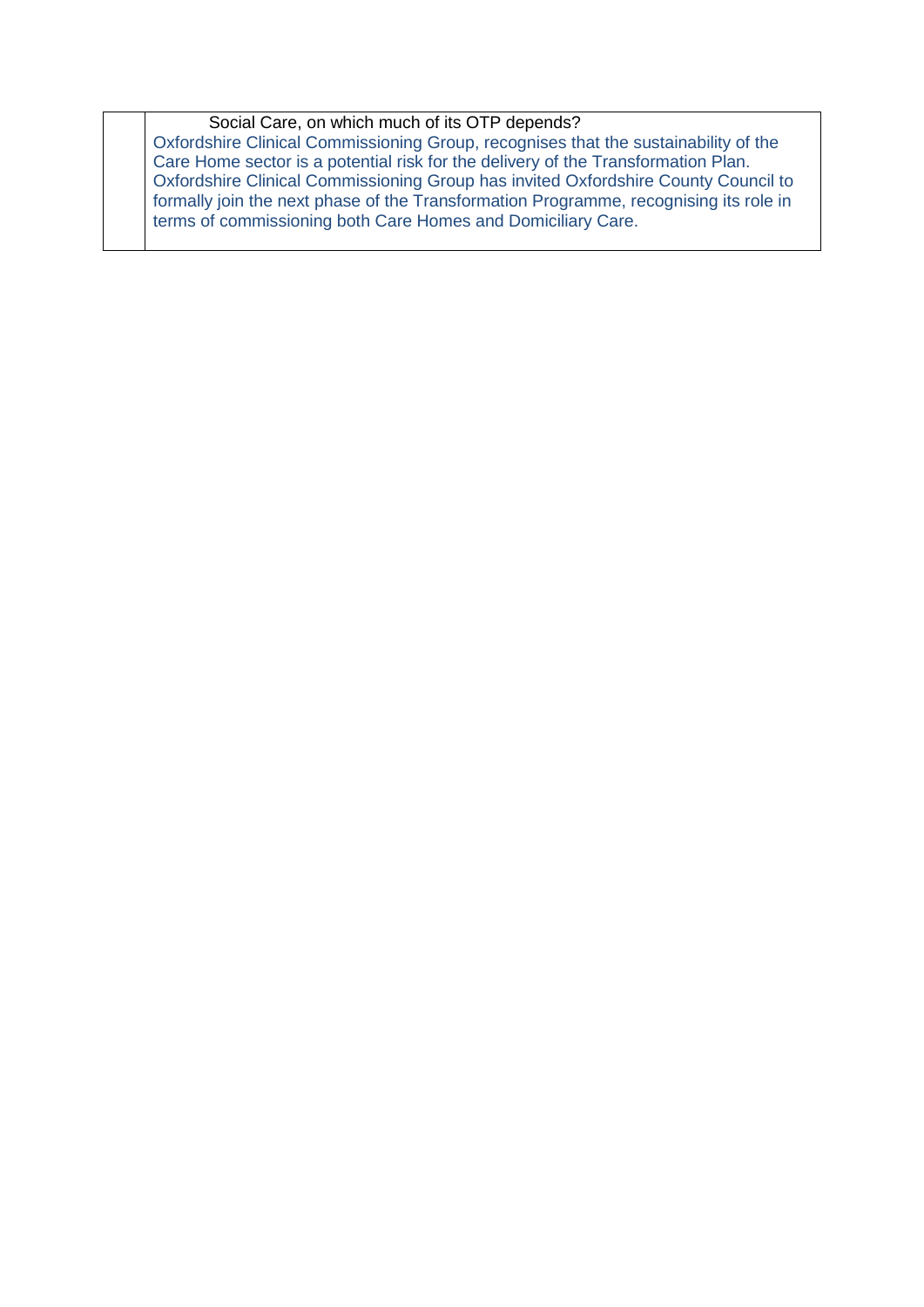| | |
|---|---|
| | Social Care, on which much of its OTP depends?<br>Oxfordshire Clinical Commissioning Group, recognises that the sustainability of the Care Home sector is a potential risk for the delivery of the Transformation Plan. Oxfordshire Clinical Commissioning Group has invited Oxfordshire County Council to formally join the next phase of the Transformation Programme, recognising its role in terms of commissioning both Care Homes and Domiciliary Care. |